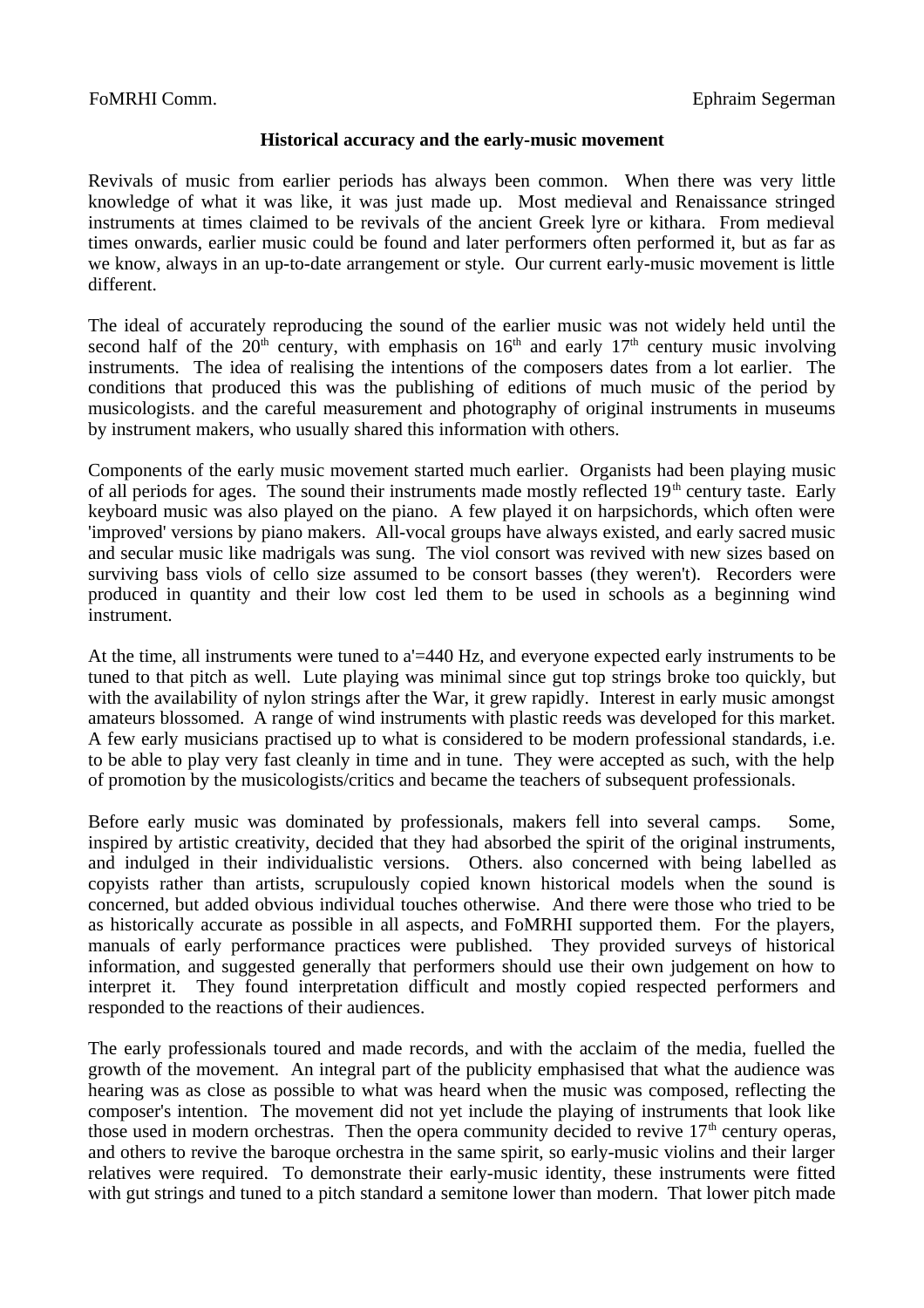FoMRHI Comm. Ephraim Segerman

### Historical accuracy and the early-music movement

Revivals of music from earlier periods has always been common. When there was very little knowledge of what it was like, it was just made up. Most medieval and Renaissance stringed instruments at times claimed to be revivals of the ancient Greek lyre or kithara. From medieval times onwards, earlier music could be found and later performers often performed it, but as far as we know, always in an up-to-date arrangement or style. Our current early-music movement is little different.

The ideal of accurately reproducing the sound of the earlier music was not widely held until the second half of the 20th century, with emphasis on 16th and early 17th century music involving instruments. The idea of realising the intentions of the composers dates from a lot earlier. The conditions that produced this was the publishing of editions of much music of the period by musicologists. and the careful measurement and photography of original instruments in museums by instrument makers, who usually shared this information with others.

Components of the early music movement started much earlier. Organists had been playing music of all periods for ages. The sound their instruments made mostly reflected 19th century taste. Early keyboard music was also played on the piano. A few played it on harpsichords, which often were 'improved' versions by piano makers. All-vocal groups have always existed, and early sacred music and secular music like madrigals was sung. The viol consort was revived with new sizes based on surviving bass viols of cello size assumed to be consort basses (they weren't). Recorders were produced in quantity and their low cost led them to be used in schools as a beginning wind instrument.

At the time, all instruments were tuned to a'=440 Hz, and everyone expected early instruments to be tuned to that pitch as well. Lute playing was minimal since gut top strings broke too quickly, but with the availability of nylon strings after the War, it grew rapidly. Interest in early music amongst amateurs blossomed. A range of wind instruments with plastic reeds was developed for this market. A few early musicians practised up to what is considered to be modern professional standards, i.e. to be able to play very fast cleanly in time and in tune. They were accepted as such, with the help of promotion by the musicologists/critics and became the teachers of subsequent professionals.

Before early music was dominated by professionals, makers fell into several camps. Some, inspired by artistic creativity, decided that they had absorbed the spirit of the original instruments, and indulged in their individualistic versions. Others. also concerned with being labelled as copyists rather than artists, scrupulously copied known historical models when the sound is concerned, but added obvious individual touches otherwise. And there were those who tried to be as historically accurate as possible in all aspects, and FoMRHI supported them. For the players, manuals of early performance practices were published. They provided surveys of historical information, and suggested generally that performers should use their own judgement on how to interpret it. They found interpretation difficult and mostly copied respected performers and responded to the reactions of their audiences.

The early professionals toured and made records, and with the acclaim of the media, fuelled the growth of the movement. An integral part of the publicity emphasised that what the audience was hearing was as close as possible to what was heard when the music was composed, reflecting the composer's intention. The movement did not yet include the playing of instruments that look like those used in modern orchestras. Then the opera community decided to revive 17th century operas, and others to revive the baroque orchestra in the same spirit, so early-music violins and their larger relatives were required. To demonstrate their early-music identity, these instruments were fitted with gut strings and tuned to a pitch standard a semitone lower than modern. That lower pitch made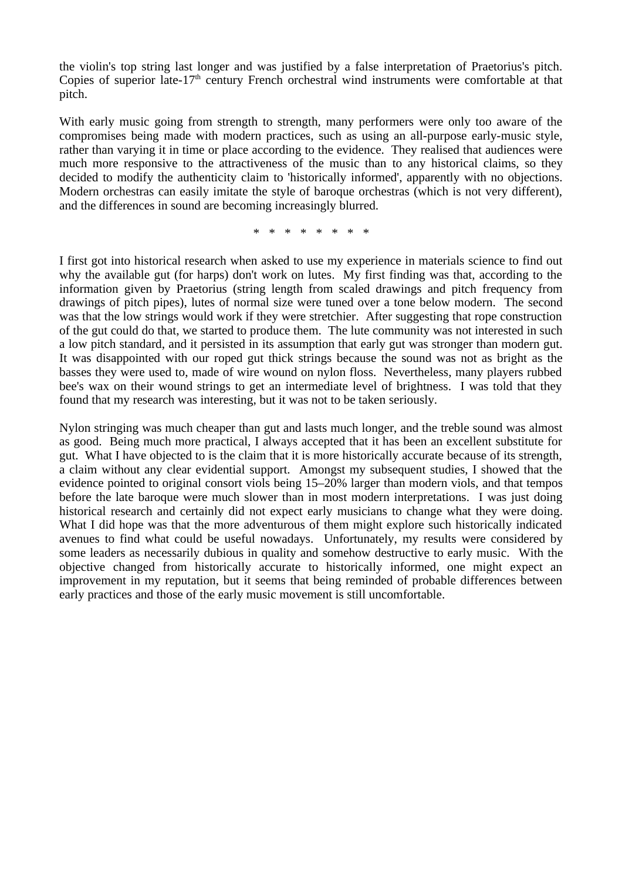the violin's top string last longer and was justified by a false interpretation of Praetorius's pitch. Copies of superior late-17th century French orchestral wind instruments were comfortable at that pitch.

With early music going from strength to strength, many performers were only too aware of the compromises being made with modern practices, such as using an all-purpose early-music style, rather than varying it in time or place according to the evidence. They realised that audiences were much more responsive to the attractiveness of the music than to any historical claims, so they decided to modify the authenticity claim to 'historically informed', apparently with no objections. Modern orchestras can easily imitate the style of baroque orchestras (which is not very different), and the differences in sound are becoming increasingly blurred.

\* \* \* \* \* \* \* \*

I first got into historical research when asked to use my experience in materials science to find out why the available gut (for harps) don't work on lutes. My first finding was that, according to the information given by Praetorius (string length from scaled drawings and pitch frequency from drawings of pitch pipes), lutes of normal size were tuned over a tone below modern. The second was that the low strings would work if they were stretchier. After suggesting that rope construction of the gut could do that, we started to produce them. The lute community was not interested in such a low pitch standard, and it persisted in its assumption that early gut was stronger than modern gut. It was disappointed with our roped gut thick strings because the sound was not as bright as the basses they were used to, made of wire wound on nylon floss. Nevertheless, many players rubbed bee's wax on their wound strings to get an intermediate level of brightness. I was told that they found that my research was interesting, but it was not to be taken seriously.

Nylon stringing was much cheaper than gut and lasts much longer, and the treble sound was almost as good. Being much more practical, I always accepted that it has been an excellent substitute for gut. What I have objected to is the claim that it is more historically accurate because of its strength, a claim without any clear evidential support. Amongst my subsequent studies, I showed that the evidence pointed to original consort viols being 15–20% larger than modern viols, and that tempos before the late baroque were much slower than in most modern interpretations. I was just doing historical research and certainly did not expect early musicians to change what they were doing. What I did hope was that the more adventurous of them might explore such historically indicated avenues to find what could be useful nowadays. Unfortunately, my results were considered by some leaders as necessarily dubious in quality and somehow destructive to early music. With the objective changed from historically accurate to historically informed, one might expect an improvement in my reputation, but it seems that being reminded of probable differences between early practices and those of the early music movement is still uncomfortable.